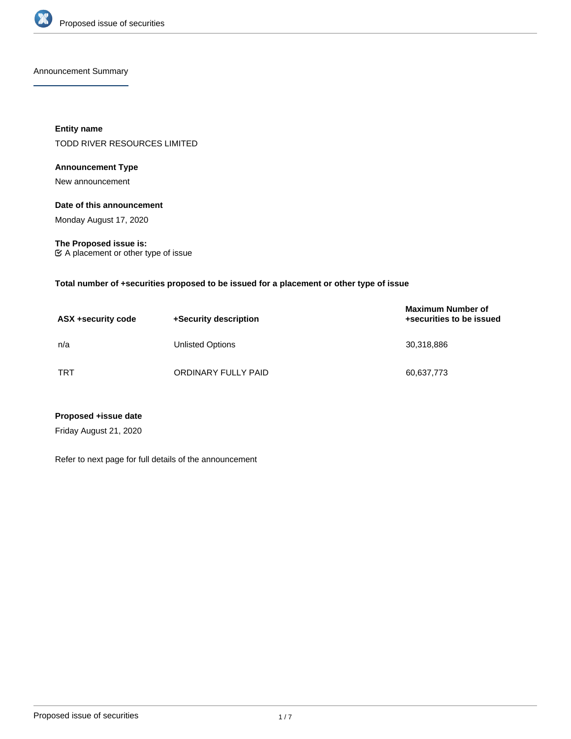## Announcement Summary

**Entity name**

TODD RIVER RESOURCES LIMITED

**Announcement Type**

New announcement

**Date of this announcement**

Monday August 17, 2020

**The Proposed issue is:**

☑ A placement or other type of issue

**Total number of +securities proposed to be issued for a placement or other type of issue**

| ASX +security code | +Security description | Maximum Number of +securities to be issued |
|---|---|---|
| n/a | Unlisted Options | 30,318,886 |
| TRT | ORDINARY FULLY PAID | 60,637,773 |

**Proposed +issue date**

Friday August 21, 2020

Refer to next page for full details of the announcement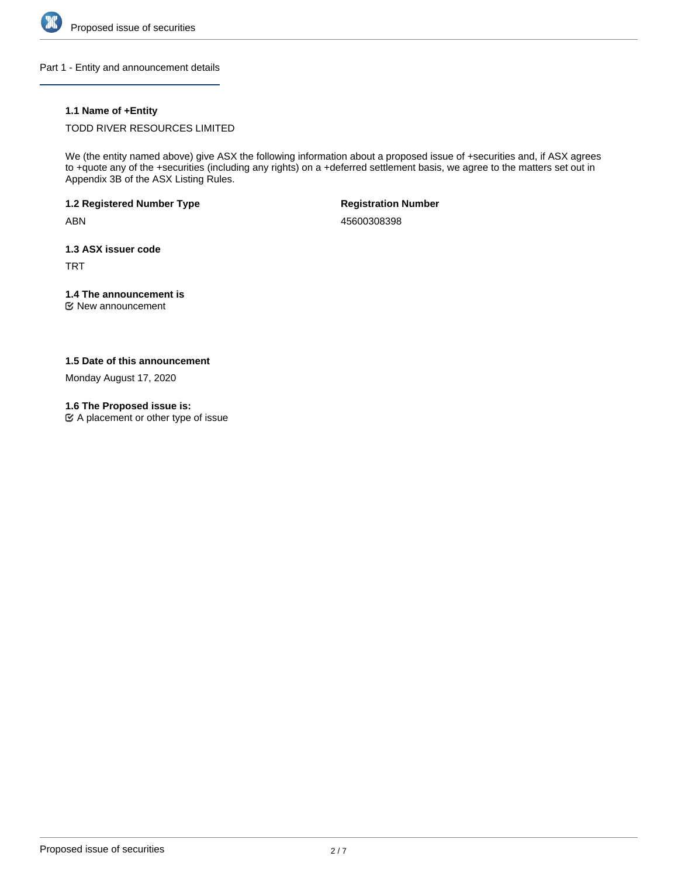## Part 1 - Entity and announcement details

**1.1 Name of +Entity**

TODD RIVER RESOURCES LIMITED

We (the entity named above) give ASX the following information about a proposed issue of +securities and, if ASX agrees to +quote any of the +securities (including any rights) on a +deferred settlement basis, we agree to the matters set out in Appendix 3B of the ASX Listing Rules.

**1.2 Registered Number Type**

ABN

**Registration Number**

45600308398

**1.3 ASX issuer code**

TRT

**1.4 The announcement is**

☑ New announcement

**1.5 Date of this announcement**

Monday August 17, 2020

**1.6 The Proposed issue is:**

☑ A placement or other type of issue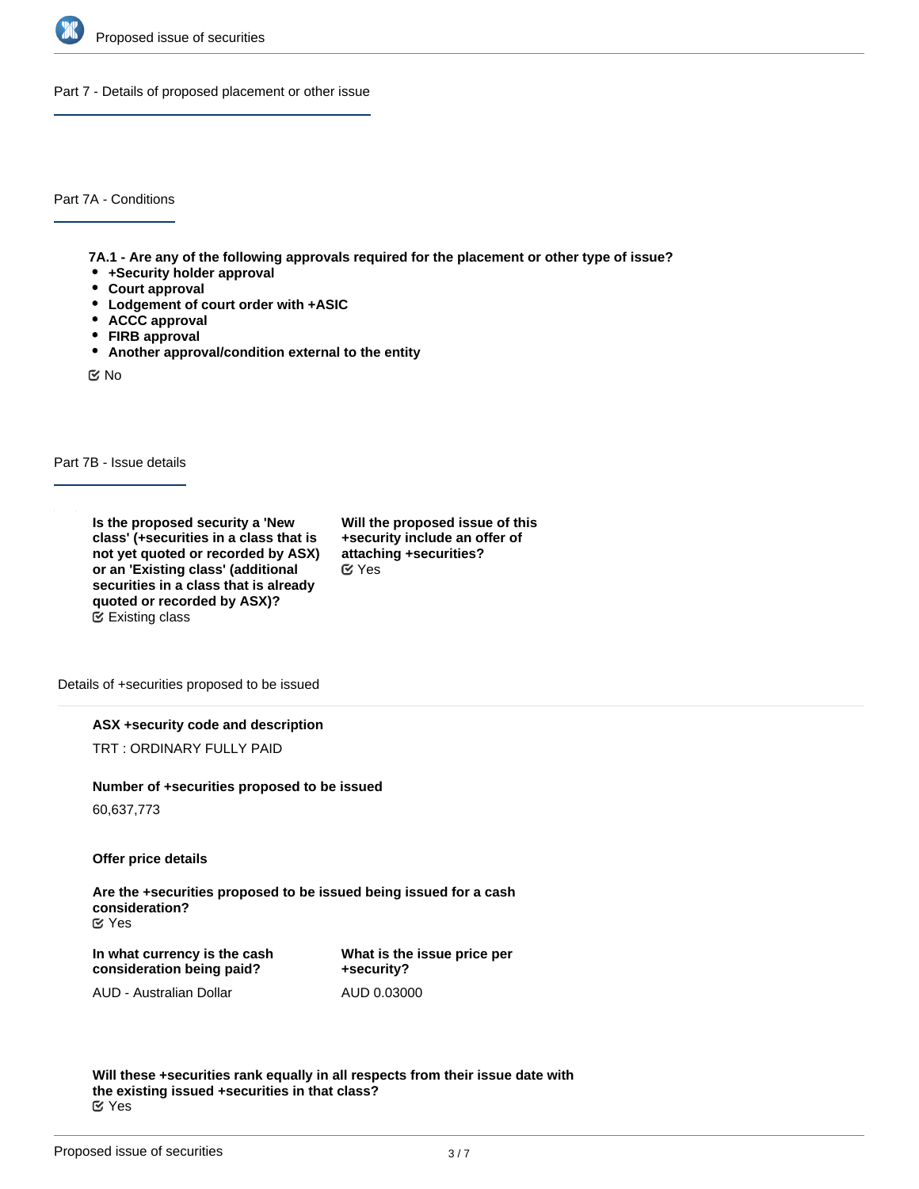## Part 7 - Details of proposed placement or other issue

### Part 7A - Conditions

**7A.1 - Are any of the following approvals required for the placement or other type of issue?**

- **+Security holder approval**
- **Court approval**
- **Lodgement of court order with +ASIC**
- **ACCC approval**
- **FIRB approval**
- **Another approval/condition external to the entity**

No

### Part 7B - Issue details

**Is the proposed security a 'New class' (+securities in a class that is not yet quoted or recorded by ASX) or an 'Existing class' (additional securities in a class that is already quoted or recorded by ASX)?**
Existing class

**Will the proposed issue of this +security include an offer of attaching +securities?**
Yes

Details of +securities proposed to be issued

**ASX +security code and description**

TRT : ORDINARY FULLY PAID

**Number of +securities proposed to be issued**

60,637,773

**Offer price details**

**Are the +securities proposed to be issued being issued for a cash consideration?**
Yes

**In what currency is the cash consideration being paid?**

AUD - Australian Dollar

**What is the issue price per +security?**

AUD 0.03000

**Will these +securities rank equally in all respects from their issue date with the existing issued +securities in that class?**
Yes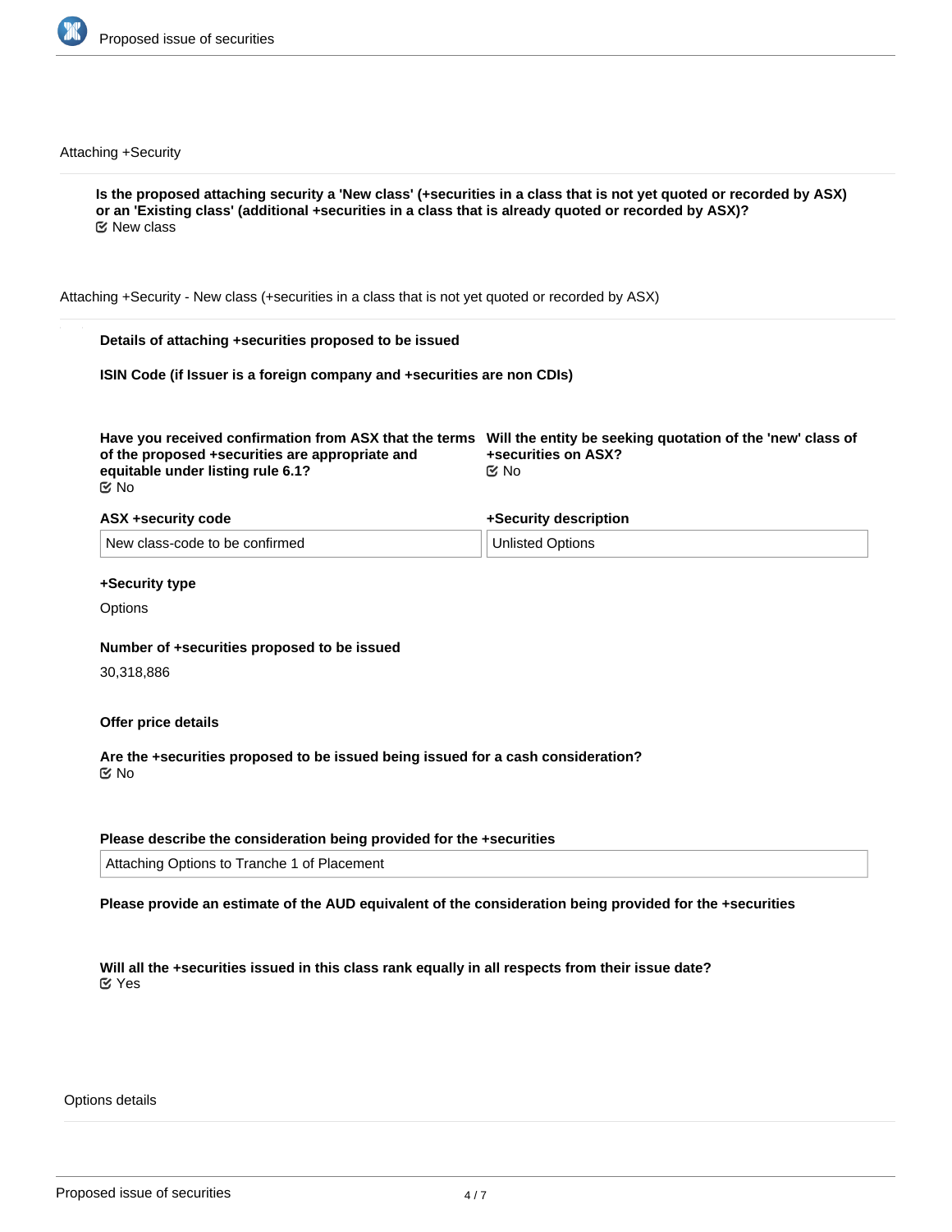Attaching +Security

**Is the proposed attaching security a 'New class' (+securities in a class that is not yet quoted or recorded by ASX) or an 'Existing class' (additional +securities in a class that is already quoted or recorded by ASX)?**
☑ New class

Attaching +Security - New class (+securities in a class that is not yet quoted or recorded by ASX)

**Details of attaching +securities proposed to be issued**

**ISIN Code (if Issuer is a foreign company and +securities are non CDIs)**

**Have you received confirmation from ASX that the terms of the proposed +securities are appropriate and equitable under listing rule 6.1?**
☑ No

**Will the entity be seeking quotation of the 'new' class of +securities on ASX?**
☑ No

**ASX +security code**

New class-code to be confirmed

**+Security description**

Unlisted Options

**+Security type**

Options

**Number of +securities proposed to be issued**

30,318,886

**Offer price details**

**Are the +securities proposed to be issued being issued for a cash consideration?**
☑ No

**Please describe the consideration being provided for the +securities**

Attaching Options to Tranche 1 of Placement

**Please provide an estimate of the AUD equivalent of the consideration being provided for the +securities**

**Will all the +securities issued in this class rank equally in all respects from their issue date?**
☑ Yes

Options details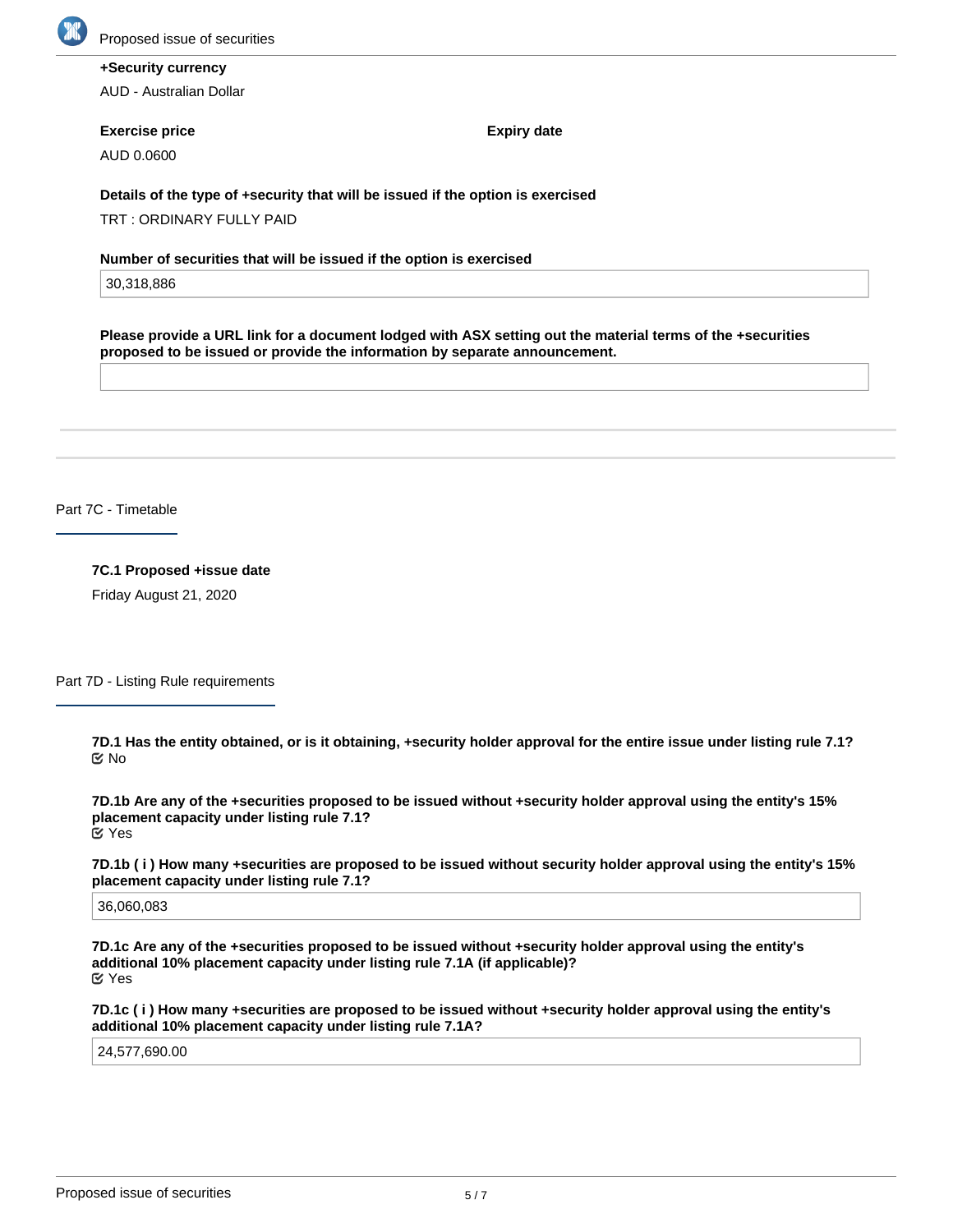**+Security currency**

AUD - Australian Dollar

**Exercise price**

AUD 0.0600

**Expiry date**

**Details of the type of +security that will be issued if the option is exercised**

TRT : ORDINARY FULLY PAID

**Number of securities that will be issued if the option is exercised**

30,318,886

**Please provide a URL link for a document lodged with ASX setting out the material terms of the +securities proposed to be issued or provide the information by separate announcement.**

## Part 7C - Timetable

**7C.1 Proposed +issue date**

Friday August 21, 2020

## Part 7D - Listing Rule requirements

**7D.1 Has the entity obtained, or is it obtaining, +security holder approval for the entire issue under listing rule 7.1?**

No

**7D.1b Are any of the +securities proposed to be issued without +security holder approval using the entity's 15% placement capacity under listing rule 7.1?**

Yes

**7D.1b ( i ) How many +securities are proposed to be issued without security holder approval using the entity's 15% placement capacity under listing rule 7.1?**

36,060,083

**7D.1c Are any of the +securities proposed to be issued without +security holder approval using the entity's additional 10% placement capacity under listing rule 7.1A (if applicable)?**

Yes

**7D.1c ( i ) How many +securities are proposed to be issued without +security holder approval using the entity's additional 10% placement capacity under listing rule 7.1A?**

24,577,690.00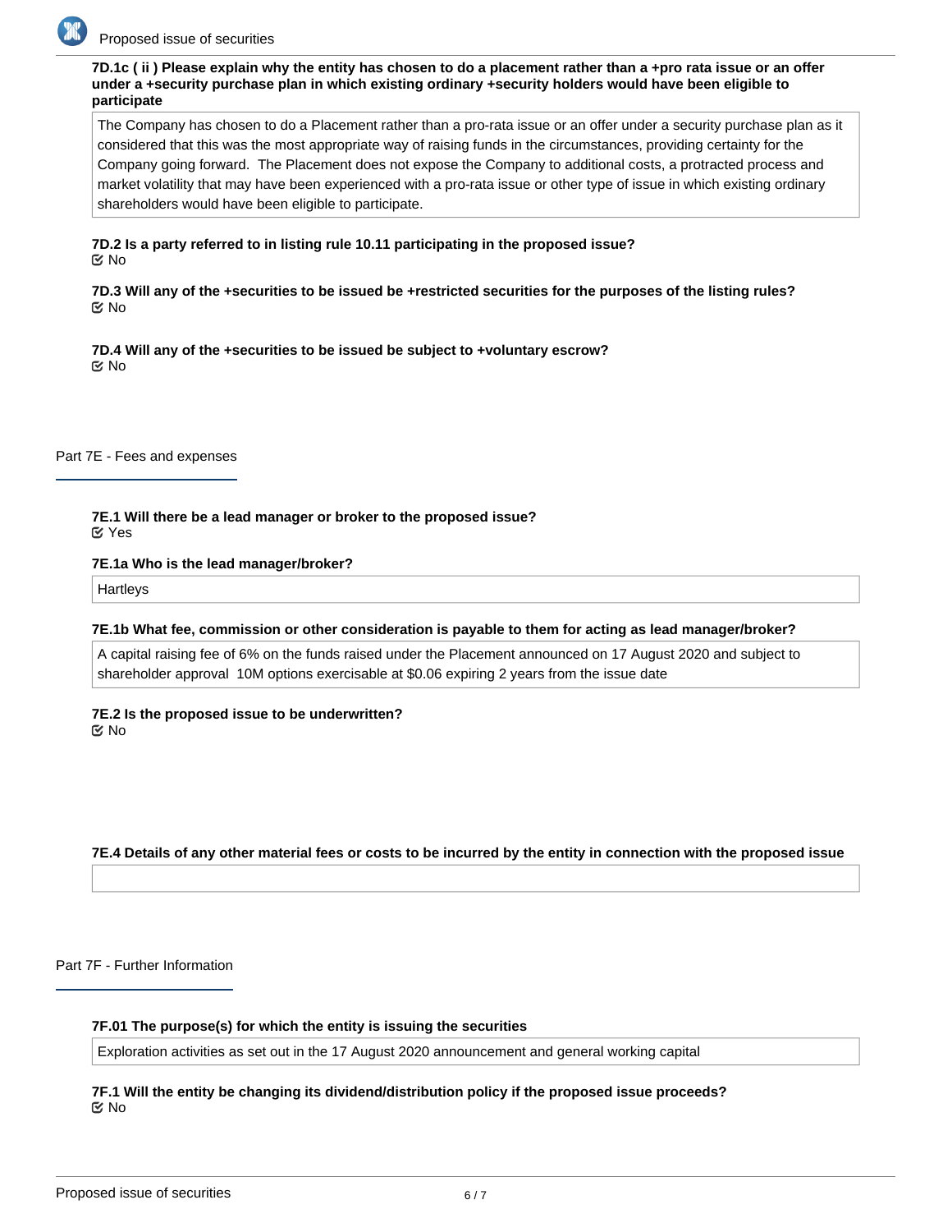**7D.1c ( ii ) Please explain why the entity has chosen to do a placement rather than a +pro rata issue or an offer under a +security purchase plan in which existing ordinary +security holders would have been eligible to participate**

The Company has chosen to do a Placement rather than a pro-rata issue or an offer under a security purchase plan as it considered that this was the most appropriate way of raising funds in the circumstances, providing certainty for the Company going forward. The Placement does not expose the Company to additional costs, a protracted process and market volatility that may have been experienced with a pro-rata issue or other type of issue in which existing ordinary shareholders would have been eligible to participate.

**7D.2 Is a party referred to in listing rule 10.11 participating in the proposed issue?**

☑ No

**7D.3 Will any of the +securities to be issued be +restricted securities for the purposes of the listing rules?**

☑ No

**7D.4 Will any of the +securities to be issued be subject to +voluntary escrow?**

☑ No

## Part 7E - Fees and expenses

**7E.1 Will there be a lead manager or broker to the proposed issue?**

☑ Yes

**7E.1a Who is the lead manager/broker?**

Hartleys

**7E.1b What fee, commission or other consideration is payable to them for acting as lead manager/broker?**

A capital raising fee of 6% on the funds raised under the Placement announced on 17 August 2020 and subject to shareholder approval 10M options exercisable at $0.06 expiring 2 years from the issue date

**7E.2 Is the proposed issue to be underwritten?**

☑ No

**7E.4 Details of any other material fees or costs to be incurred by the entity in connection with the proposed issue**

## Part 7F - Further Information

**7F.01 The purpose(s) for which the entity is issuing the securities**

Exploration activities as set out in the 17 August 2020 announcement and general working capital

**7F.1 Will the entity be changing its dividend/distribution policy if the proposed issue proceeds?**

☑ No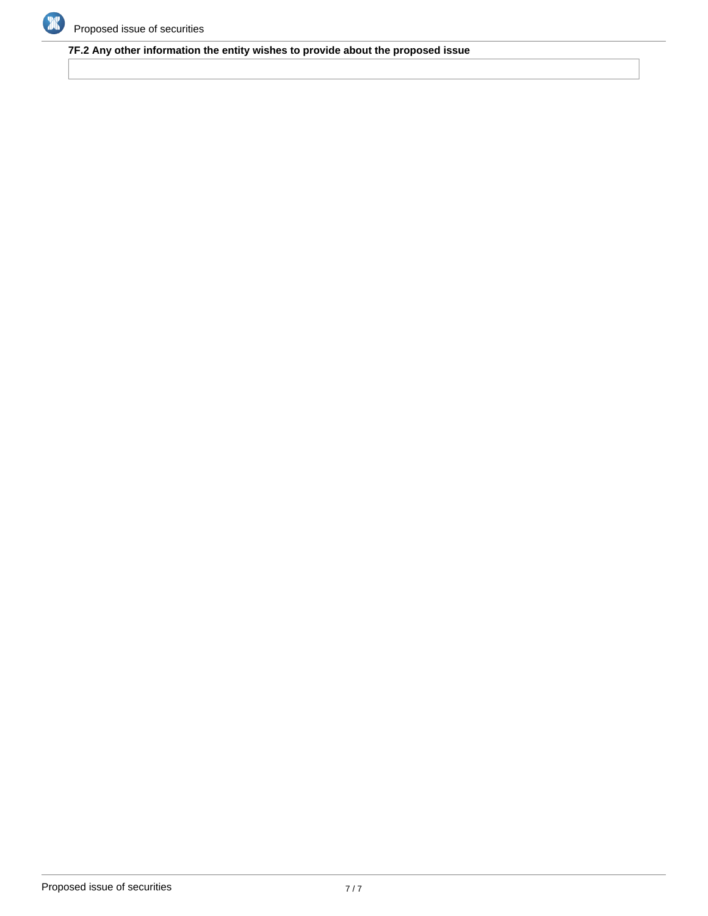**7F.2 Any other information the entity wishes to provide about the proposed issue**

| |
|---|
| |